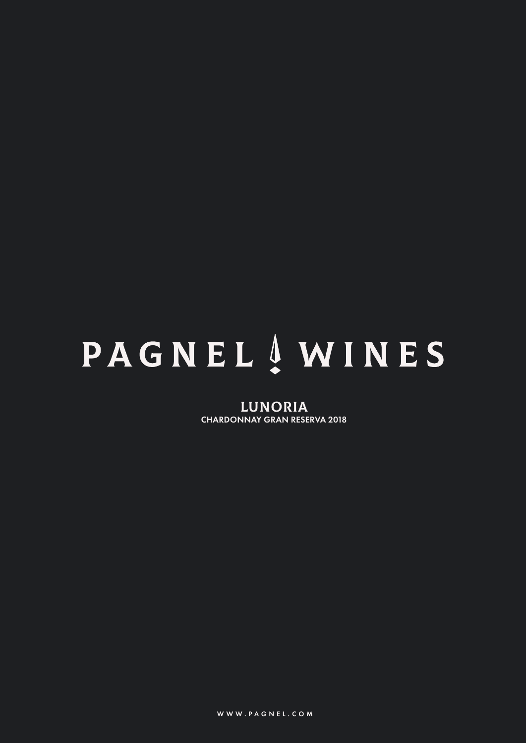# PAGNEL WINES

## LUNORIA

CHARDONNAY GRAN RESERVA 2018

WWW.PAGNEL.COM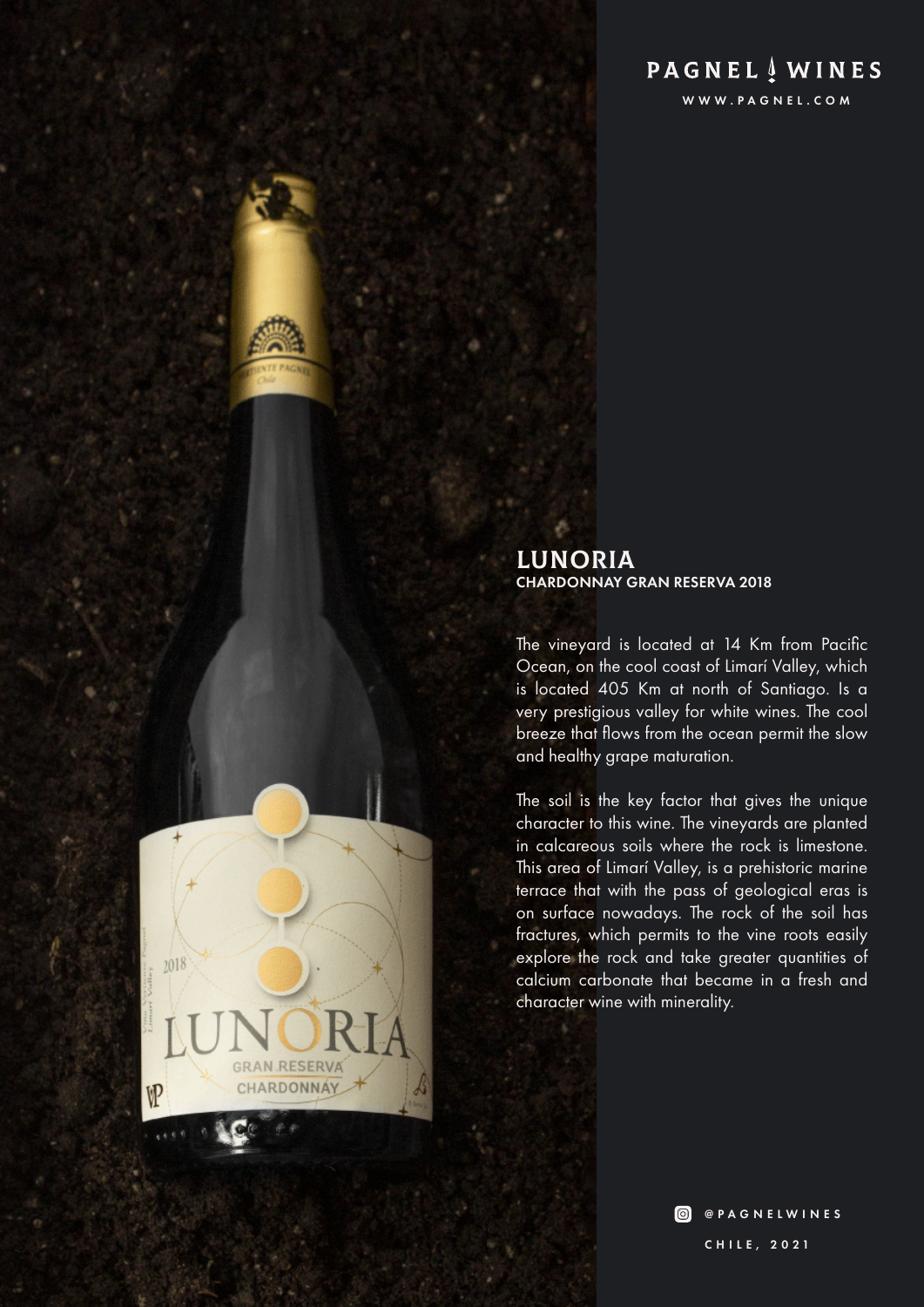PAGNEL WINES

WWW.PAGNEL.COM

## LUNORIA

### CHARDONNAY GRAN RESERVA 2018

The vineyard is located at 14 Km from Pacific Ocean, on the cool coast of Limarí Valley, which is located 405 Km at north of Santiago. Is a very prestigious valley for white wines. The cool breeze that flows from the ocean permit the slow and healthy grape maturation.

The soil is the key factor that gives the unique character to this wine. The vineyards are planted in calcareous soils where the rock is limestone. This area of Limarí Valley, is a prehistoric marine terrace that with the pass of geological eras is on surface nowadays. The rock of the soil has fractures, which permits to the vine roots easily explore the rock and take greater quantities of calcium carbonate that became in a fresh and character wine with minerality.

@PAGNELWINES

CHILE, 2021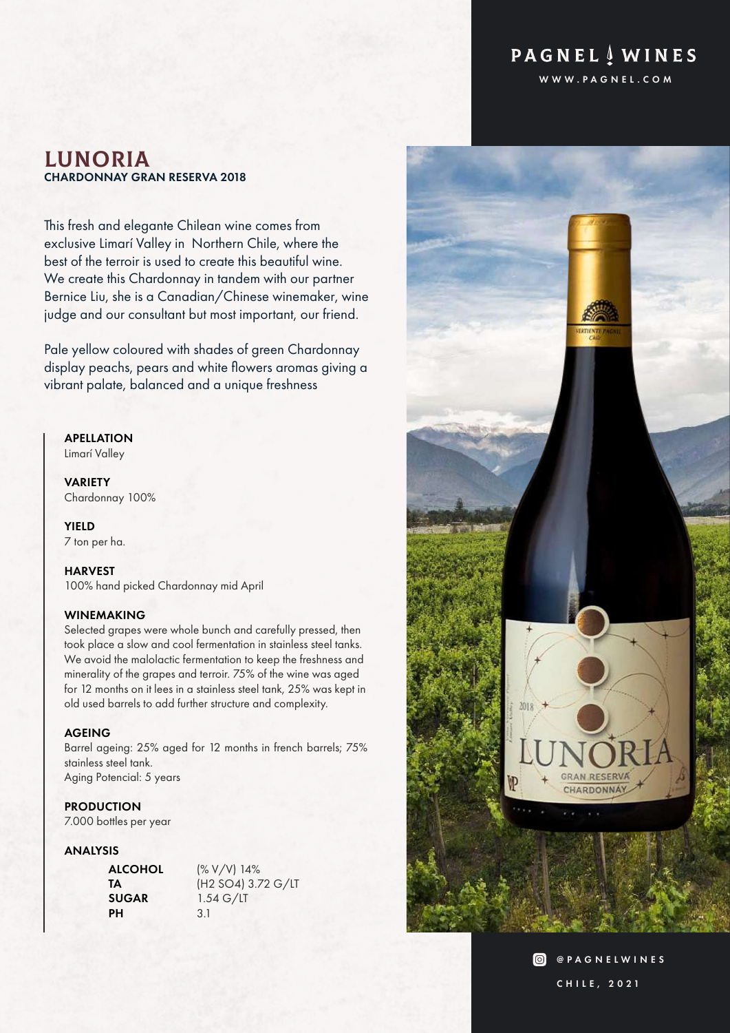PAGNEL WINES

WWW.PAGNEL.COM

# LUNORIA
## CHARDONNAY GRAN RESERVA 2018

This fresh and elegante Chilean wine comes from exclusive Limarí Valley in Northern Chile, where the best of the terroir is used to create this beautiful wine. We create this Chardonnay in tandem with our partner Bernice Liu, she is a Canadian/Chinese winemaker, wine judge and our consultant but most important, our friend.

Pale yellow coloured with shades of green Chardonnay display peachs, pears and white flowers aromas giving a vibrant palate, balanced and a unique freshness

**APELLATION**
Limarí Valley

**VARIETY**
Chardonnay 100%

**YIELD**
7 ton per ha.

**HARVEST**
100% hand picked Chardonnay mid April

**WINEMAKING**
Selected grapes were whole bunch and carefully pressed, then took place a slow and cool fermentation in stainless steel tanks. We avoid the malolactic fermentation to keep the freshness and minerality of the grapes and terroir. 75% of the wine was aged for 12 months on it lees in a stainless steel tank, 25% was kept in old used barrels to add further structure and complexity.

**AGEING**
Barrel ageing: 25% aged for 12 months in french barrels; 75% stainless steel tank.
Aging Potencial: 5 years

**PRODUCTION**
7.000 bottles per year

**ANALYSIS**

| | |
|---|---|
| **ALCOHOL** | (% V/V) 14% |
| **TA** | ($H_2SO_4$) 3.72 G/LT |
| **SUGAR** | 1.54 G/LT |
| **PH** | 3.1 |

@PAGNELWINES

CHILE, 2021